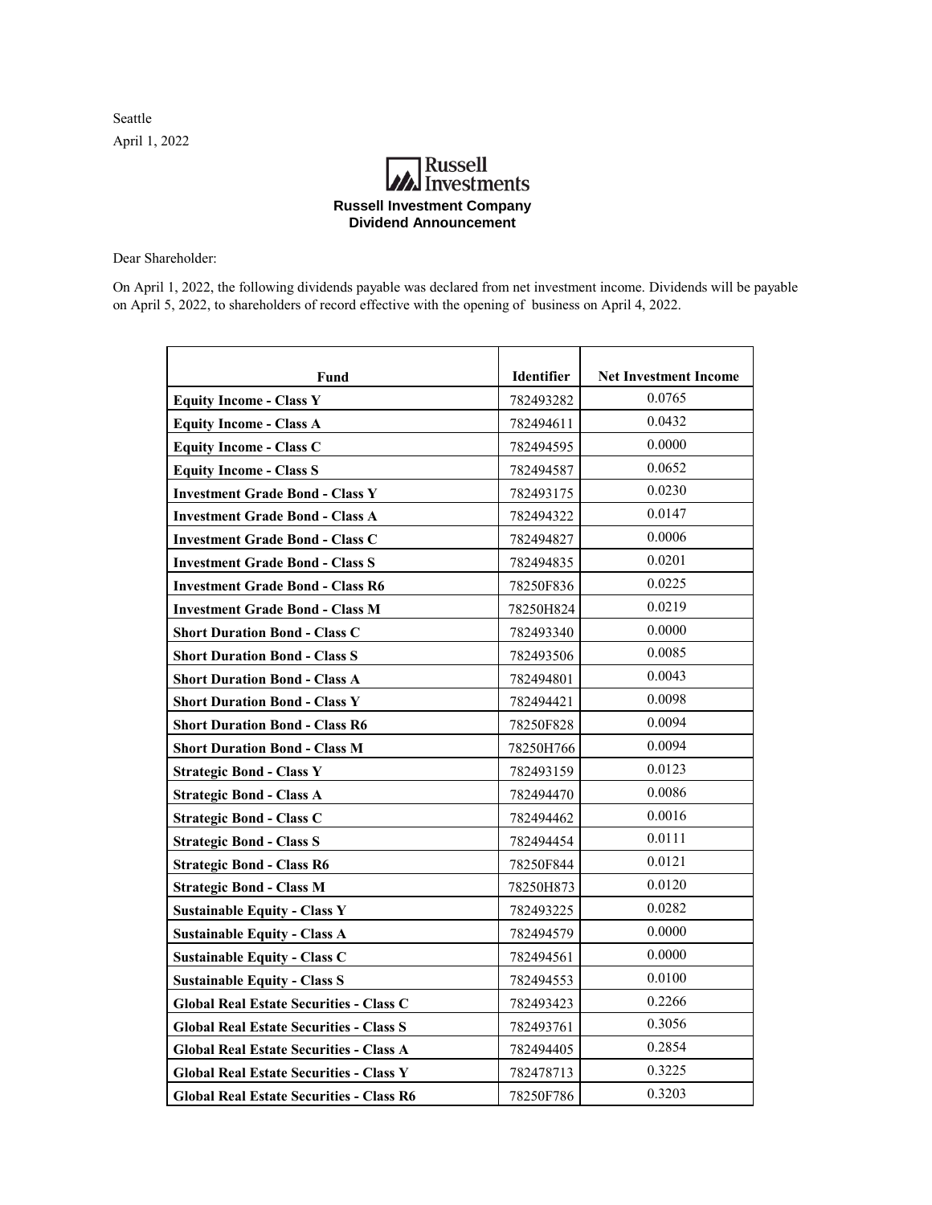Seattle

April 1, 2022

**Russell Investments**

**Russell Investment Company**
**Dividend Announcement**

Dear Shareholder:

On April 1, 2022, the following dividends payable was declared from net investment income. Dividends will be payable on April 5, 2022, to shareholders of record effective with the opening of business on April 4, 2022.

| Fund | Identifier | Net Investment Income |
|---|---|---|
| **Equity Income - Class Y** | 782493282 | 0.0765 |
| **Equity Income - Class A** | 782494611 | 0.0432 |
| **Equity Income - Class C** | 782494595 | 0.0000 |
| **Equity Income - Class S** | 782494587 | 0.0652 |
| **Investment Grade Bond - Class Y** | 782493175 | 0.0230 |
| **Investment Grade Bond - Class A** | 782494322 | 0.0147 |
| **Investment Grade Bond - Class C** | 782494827 | 0.0006 |
| **Investment Grade Bond - Class S** | 782494835 | 0.0201 |
| **Investment Grade Bond - Class R6** | 78250F836 | 0.0225 |
| **Investment Grade Bond - Class M** | 78250H824 | 0.0219 |
| **Short Duration Bond - Class C** | 782493340 | 0.0000 |
| **Short Duration Bond - Class S** | 782493506 | 0.0085 |
| **Short Duration Bond - Class A** | 782494801 | 0.0043 |
| **Short Duration Bond - Class Y** | 782494421 | 0.0098 |
| **Short Duration Bond - Class R6** | 78250F828 | 0.0094 |
| **Short Duration Bond - Class M** | 78250H766 | 0.0094 |
| **Strategic Bond - Class Y** | 782493159 | 0.0123 |
| **Strategic Bond - Class A** | 782494470 | 0.0086 |
| **Strategic Bond - Class C** | 782494462 | 0.0016 |
| **Strategic Bond - Class S** | 782494454 | 0.0111 |
| **Strategic Bond - Class R6** | 78250F844 | 0.0121 |
| **Strategic Bond - Class M** | 78250H873 | 0.0120 |
| **Sustainable Equity - Class Y** | 782493225 | 0.0282 |
| **Sustainable Equity - Class A** | 782494579 | 0.0000 |
| **Sustainable Equity - Class C** | 782494561 | 0.0000 |
| **Sustainable Equity - Class S** | 782494553 | 0.0100 |
| **Global Real Estate Securities - Class C** | 782493423 | 0.2266 |
| **Global Real Estate Securities - Class S** | 782493761 | 0.3056 |
| **Global Real Estate Securities - Class A** | 782494405 | 0.2854 |
| **Global Real Estate Securities - Class Y** | 782478713 | 0.3225 |
| **Global Real Estate Securities - Class R6** | 78250F786 | 0.3203 |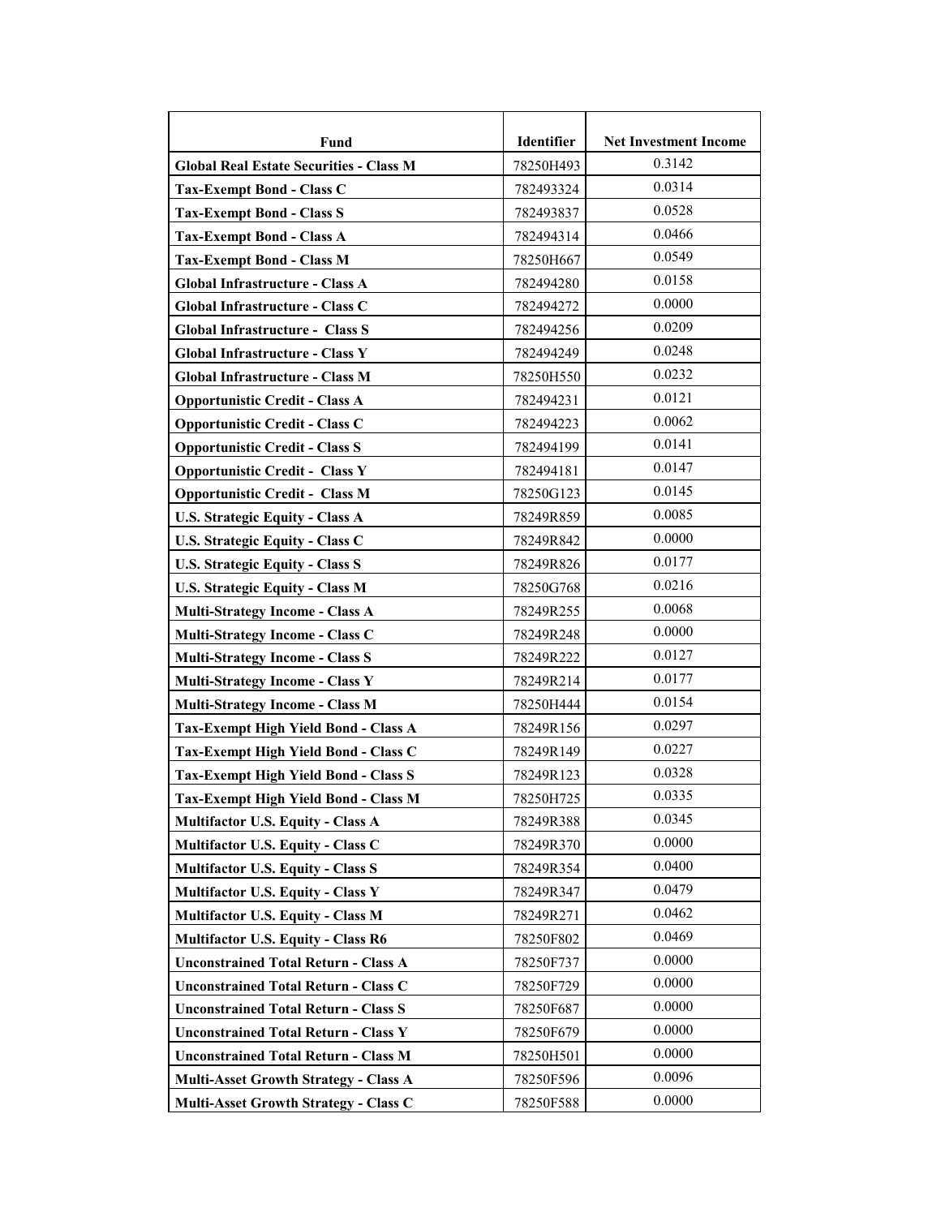| Fund | Identifier | Net Investment Income |
| --- | --- | --- |
| **Global Real Estate Securities - Class M** | 78250H493 | 0.3142 |
| **Tax-Exempt Bond - Class C** | 782493324 | 0.0314 |
| **Tax-Exempt Bond - Class S** | 782493837 | 0.0528 |
| **Tax-Exempt Bond - Class A** | 782494314 | 0.0466 |
| **Tax-Exempt Bond - Class M** | 78250H667 | 0.0549 |
| **Global Infrastructure - Class A** | 782494280 | 0.0158 |
| **Global Infrastructure - Class C** | 782494272 | 0.0000 |
| **Global Infrastructure -  Class S** | 782494256 | 0.0209 |
| **Global Infrastructure - Class Y** | 782494249 | 0.0248 |
| **Global Infrastructure - Class M** | 78250H550 | 0.0232 |
| **Opportunistic Credit - Class A** | 782494231 | 0.0121 |
| **Opportunistic Credit - Class C** | 782494223 | 0.0062 |
| **Opportunistic Credit - Class S** | 782494199 | 0.0141 |
| **Opportunistic Credit -  Class Y** | 782494181 | 0.0147 |
| **Opportunistic Credit -  Class M** | 78250G123 | 0.0145 |
| **U.S. Strategic Equity - Class A** | 78249R859 | 0.0085 |
| **U.S. Strategic Equity - Class C** | 78249R842 | 0.0000 |
| **U.S. Strategic Equity - Class S** | 78249R826 | 0.0177 |
| **U.S. Strategic Equity - Class M** | 78250G768 | 0.0216 |
| **Multi-Strategy Income - Class A** | 78249R255 | 0.0068 |
| **Multi-Strategy Income - Class C** | 78249R248 | 0.0000 |
| **Multi-Strategy Income - Class S** | 78249R222 | 0.0127 |
| **Multi-Strategy Income - Class Y** | 78249R214 | 0.0177 |
| **Multi-Strategy Income - Class M** | 78250H444 | 0.0154 |
| **Tax-Exempt High Yield Bond - Class A** | 78249R156 | 0.0297 |
| **Tax-Exempt High Yield Bond - Class C** | 78249R149 | 0.0227 |
| **Tax-Exempt High Yield Bond - Class S** | 78249R123 | 0.0328 |
| **Tax-Exempt High Yield Bond - Class M** | 78250H725 | 0.0335 |
| **Multifactor U.S. Equity - Class A** | 78249R388 | 0.0345 |
| **Multifactor U.S. Equity - Class C** | 78249R370 | 0.0000 |
| **Multifactor U.S. Equity - Class S** | 78249R354 | 0.0400 |
| **Multifactor U.S. Equity - Class Y** | 78249R347 | 0.0479 |
| **Multifactor U.S. Equity - Class M** | 78249R271 | 0.0462 |
| **Multifactor U.S. Equity - Class R6** | 78250F802 | 0.0469 |
| **Unconstrained Total Return - Class A** | 78250F737 | 0.0000 |
| **Unconstrained Total Return - Class C** | 78250F729 | 0.0000 |
| **Unconstrained Total Return - Class S** | 78250F687 | 0.0000 |
| **Unconstrained Total Return - Class Y** | 78250F679 | 0.0000 |
| **Unconstrained Total Return - Class M** | 78250H501 | 0.0000 |
| **Multi-Asset Growth Strategy - Class A** | 78250F596 | 0.0096 |
| **Multi-Asset Growth Strategy - Class C** | 78250F588 | 0.0000 |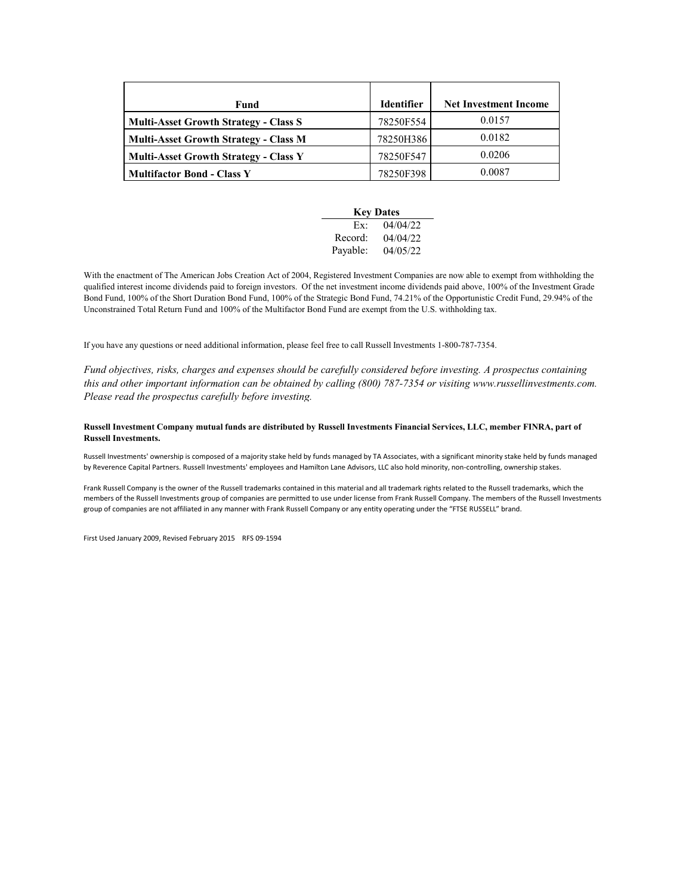| Fund | Identifier | Net Investment Income |
| --- | --- | --- |
| **Multi-Asset Growth Strategy - Class S** | 78250F554 | 0.0157 |
| **Multi-Asset Growth Strategy - Class M** | 78250H386 | 0.0182 |
| **Multi-Asset Growth Strategy - Class Y** | 78250F547 | 0.0206 |
| **Multifactor Bond - Class Y** | 78250F398 | 0.0087 |

| Key Dates | |
| --- | --- |
| Ex: | 04/04/22 |
| Record: | 04/04/22 |
| Payable: | 04/05/22 |

With the enactment of The American Jobs Creation Act of 2004, Registered Investment Companies are now able to exempt from withholding the qualified interest income dividends paid to foreign investors. Of the net investment income dividends paid above, 100% of the Investment Grade Bond Fund, 100% of the Short Duration Bond Fund, 100% of the Strategic Bond Fund, 74.21% of the Opportunistic Credit Fund, 29.94% of the Unconstrained Total Return Fund and 100% of the Multifactor Bond Fund are exempt from the U.S. withholding tax.

If you have any questions or need additional information, please feel free to call Russell Investments 1-800-787-7354.

*Fund objectives, risks, charges and expenses should be carefully considered before investing. A prospectus containing this and other important information can be obtained by calling (800) 787-7354 or visiting www.russellinvestments.com. Please read the prospectus carefully before investing.*

**Russell Investment Company mutual funds are distributed by Russell Investments Financial Services, LLC, member FINRA, part of Russell Investments.**

Russell Investments' ownership is composed of a majority stake held by funds managed by TA Associates, with a significant minority stake held by funds managed by Reverence Capital Partners. Russell Investments' employees and Hamilton Lane Advisors, LLC also hold minority, non-controlling, ownership stakes.

Frank Russell Company is the owner of the Russell trademarks contained in this material and all trademark rights related to the Russell trademarks, which the members of the Russell Investments group of companies are permitted to use under license from Frank Russell Company. The members of the Russell Investments group of companies are not affiliated in any manner with Frank Russell Company or any entity operating under the "FTSE RUSSELL" brand.

First Used January 2009, Revised February 2015 RFS 09-1594